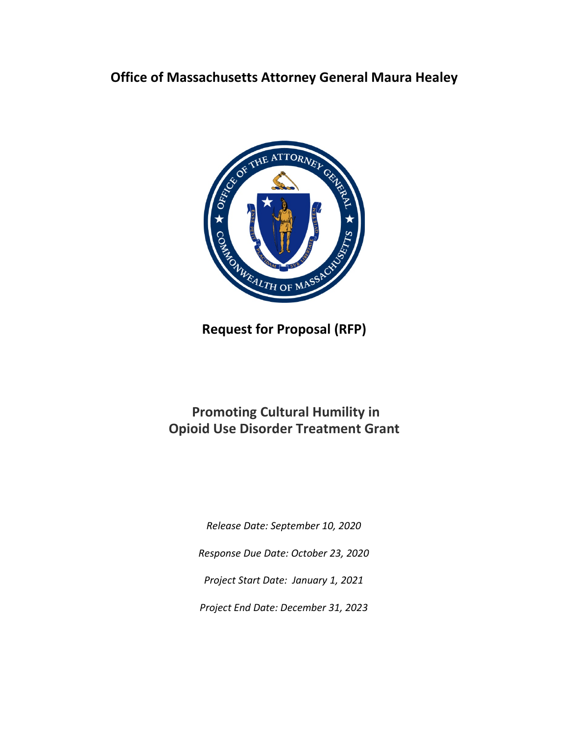# Office of Massachusetts Attorney General Maura Healey

## Request for Proposal (RFP)

## Promoting Cultural Humility in Opioid Use Disorder Treatment Grant

*Release Date: September 10, 2020*

*Response Due Date: October 23, 2020*

*Project Start Date: January 1, 2021*

*Project End Date: December 31, 2023*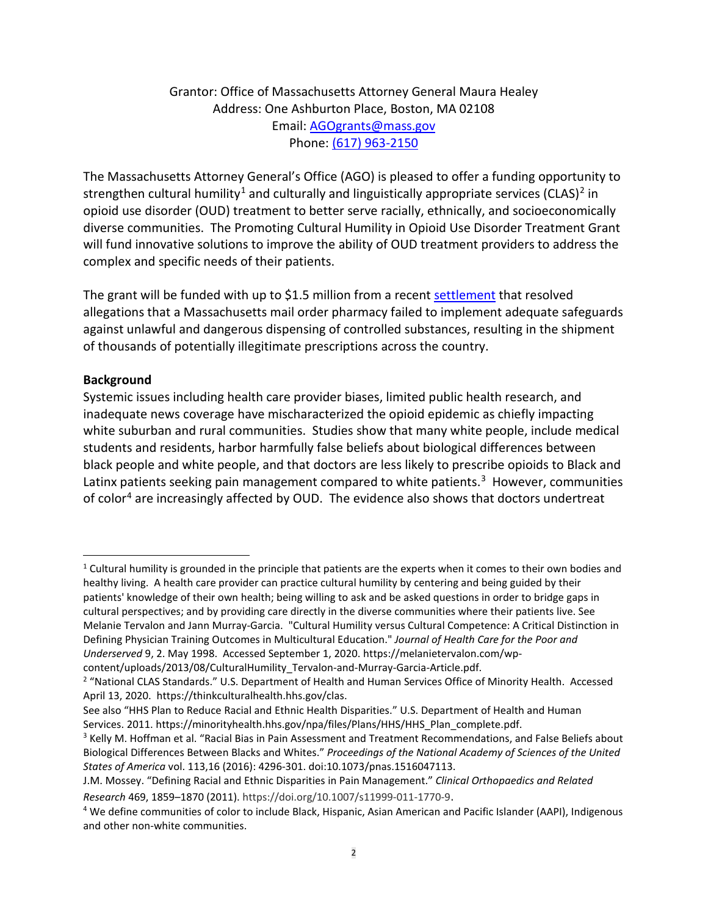Grantor: Office of Massachusetts Attorney General Maura Healey
Address: One Ashburton Place, Boston, MA 02108
Email: AGOgrants@mass.gov
Phone: (617) 963-2150

The Massachusetts Attorney General's Office (AGO) is pleased to offer a funding opportunity to strengthen cultural humility[1] and culturally and linguistically appropriate services (CLAS)[2] in opioid use disorder (OUD) treatment to better serve racially, ethnically, and socioeconomically diverse communities. The Promoting Cultural Humility in Opioid Use Disorder Treatment Grant will fund innovative solutions to improve the ability of OUD treatment providers to address the complex and specific needs of their patients.

The grant will be funded with up to $1.5 million from a recent settlement that resolved allegations that a Massachusetts mail order pharmacy failed to implement adequate safeguards against unlawful and dangerous dispensing of controlled substances, resulting in the shipment of thousands of potentially illegitimate prescriptions across the country.

**Background**

Systemic issues including health care provider biases, limited public health research, and inadequate news coverage have mischaracterized the opioid epidemic as chiefly impacting white suburban and rural communities. Studies show that many white people, include medical students and residents, harbor harmfully false beliefs about biological differences between black people and white people, and that doctors are less likely to prescribe opioids to Black and Latinx patients seeking pain management compared to white patients.[3] However, communities of color[4] are increasingly affected by OUD. The evidence also shows that doctors undertreat

---

[1] Cultural humility is grounded in the principle that patients are the experts when it comes to their own bodies and healthy living. A health care provider can practice cultural humility by centering and being guided by their patients' knowledge of their own health; being willing to ask and be asked questions in order to bridge gaps in cultural perspectives; and by providing care directly in the diverse communities where their patients live. See Melanie Tervalon and Jann Murray-Garcia. "Cultural Humility versus Cultural Competence: A Critical Distinction in Defining Physician Training Outcomes in Multicultural Education." *Journal of Health Care for the Poor and Underserved* 9, 2. May 1998. Accessed September 1, 2020. https://melanietervalon.com/wp-content/uploads/2013/08/CulturalHumility_Tervalon-and-Murray-Garcia-Article.pdf.

[2] "National CLAS Standards." U.S. Department of Health and Human Services Office of Minority Health. Accessed April 13, 2020. https://thinkculturalhealth.hhs.gov/clas.

See also "HHS Plan to Reduce Racial and Ethnic Health Disparities." U.S. Department of Health and Human Services. 2011. https://minorityhealth.hhs.gov/npa/files/Plans/HHS/HHS_Plan_complete.pdf.

[3] Kelly M. Hoffman et al. "Racial Bias in Pain Assessment and Treatment Recommendations, and False Beliefs about Biological Differences Between Blacks and Whites." *Proceedings of the National Academy of Sciences of the United States of America* vol. 113,16 (2016): 4296-301. doi:10.1073/pnas.1516047113.

J.M. Mossey. "Defining Racial and Ethnic Disparities in Pain Management." *Clinical Orthopaedics and Related Research* 469, 1859–1870 (2011). https://doi.org/10.1007/s11999-011-1770-9.

[4] We define communities of color to include Black, Hispanic, Asian American and Pacific Islander (AAPI), Indigenous and other non-white communities.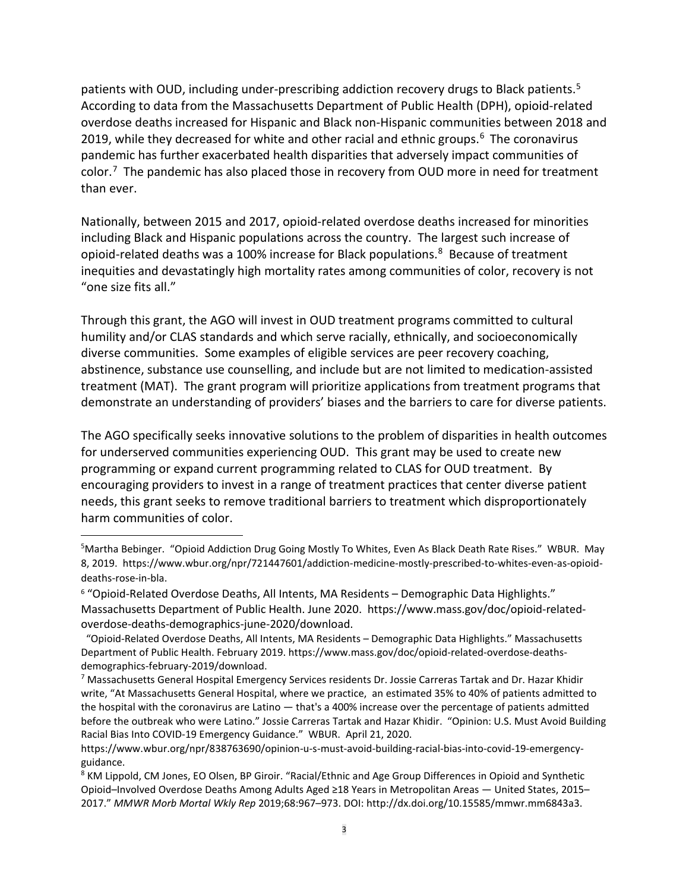patients with OUD, including under-prescribing addiction recovery drugs to Black patients.[5] According to data from the Massachusetts Department of Public Health (DPH), opioid-related overdose deaths increased for Hispanic and Black non-Hispanic communities between 2018 and 2019, while they decreased for white and other racial and ethnic groups.[6] The coronavirus pandemic has further exacerbated health disparities that adversely impact communities of color.[7] The pandemic has also placed those in recovery from OUD more in need for treatment than ever.

Nationally, between 2015 and 2017, opioid-related overdose deaths increased for minorities including Black and Hispanic populations across the country. The largest such increase of opioid-related deaths was a 100% increase for Black populations.[8] Because of treatment inequities and devastatingly high mortality rates among communities of color, recovery is not "one size fits all."

Through this grant, the AGO will invest in OUD treatment programs committed to cultural humility and/or CLAS standards and which serve racially, ethnically, and socioeconomically diverse communities. Some examples of eligible services are peer recovery coaching, abstinence, substance use counselling, and include but are not limited to medication-assisted treatment (MAT). The grant program will prioritize applications from treatment programs that demonstrate an understanding of providers' biases and the barriers to care for diverse patients.

The AGO specifically seeks innovative solutions to the problem of disparities in health outcomes for underserved communities experiencing OUD. This grant may be used to create new programming or expand current programming related to CLAS for OUD treatment. By encouraging providers to invest in a range of treatment practices that center diverse patient needs, this grant seeks to remove traditional barriers to treatment which disproportionately harm communities of color.

---

[5] Martha Bebinger. "Opioid Addiction Drug Going Mostly To Whites, Even As Black Death Rate Rises." WBUR. May 8, 2019. https://www.wbur.org/npr/721447601/addiction-medicine-mostly-prescribed-to-whites-even-as-opioid-deaths-rose-in-bla.

[6] "Opioid-Related Overdose Deaths, All Intents, MA Residents – Demographic Data Highlights." Massachusetts Department of Public Health. June 2020. https://www.mass.gov/doc/opioid-related-overdose-deaths-demographics-june-2020/download.

"Opioid-Related Overdose Deaths, All Intents, MA Residents – Demographic Data Highlights." Massachusetts Department of Public Health. February 2019. https://www.mass.gov/doc/opioid-related-overdose-deaths-demographics-february-2019/download.

[7] Massachusetts General Hospital Emergency Services residents Dr. Jossie Carreras Tartak and Dr. Hazar Khidir write, "At Massachusetts General Hospital, where we practice, an estimated 35% to 40% of patients admitted to the hospital with the coronavirus are Latino — that's a 400% increase over the percentage of patients admitted before the outbreak who were Latino." Jossie Carreras Tartak and Hazar Khidir. "Opinion: U.S. Must Avoid Building Racial Bias Into COVID-19 Emergency Guidance." WBUR. April 21, 2020. https://www.wbur.org/npr/838763690/opinion-u-s-must-avoid-building-racial-bias-into-covid-19-emergency-guidance.

[8] KM Lippold, CM Jones, EO Olsen, BP Giroir. "Racial/Ethnic and Age Group Differences in Opioid and Synthetic Opioid–Involved Overdose Deaths Among Adults Aged ≥18 Years in Metropolitan Areas — United States, 2015–2017." *MMWR Morb Mortal Wkly Rep* 2019;68:967–973. DOI: http://dx.doi.org/10.15585/mmwr.mm6843a3.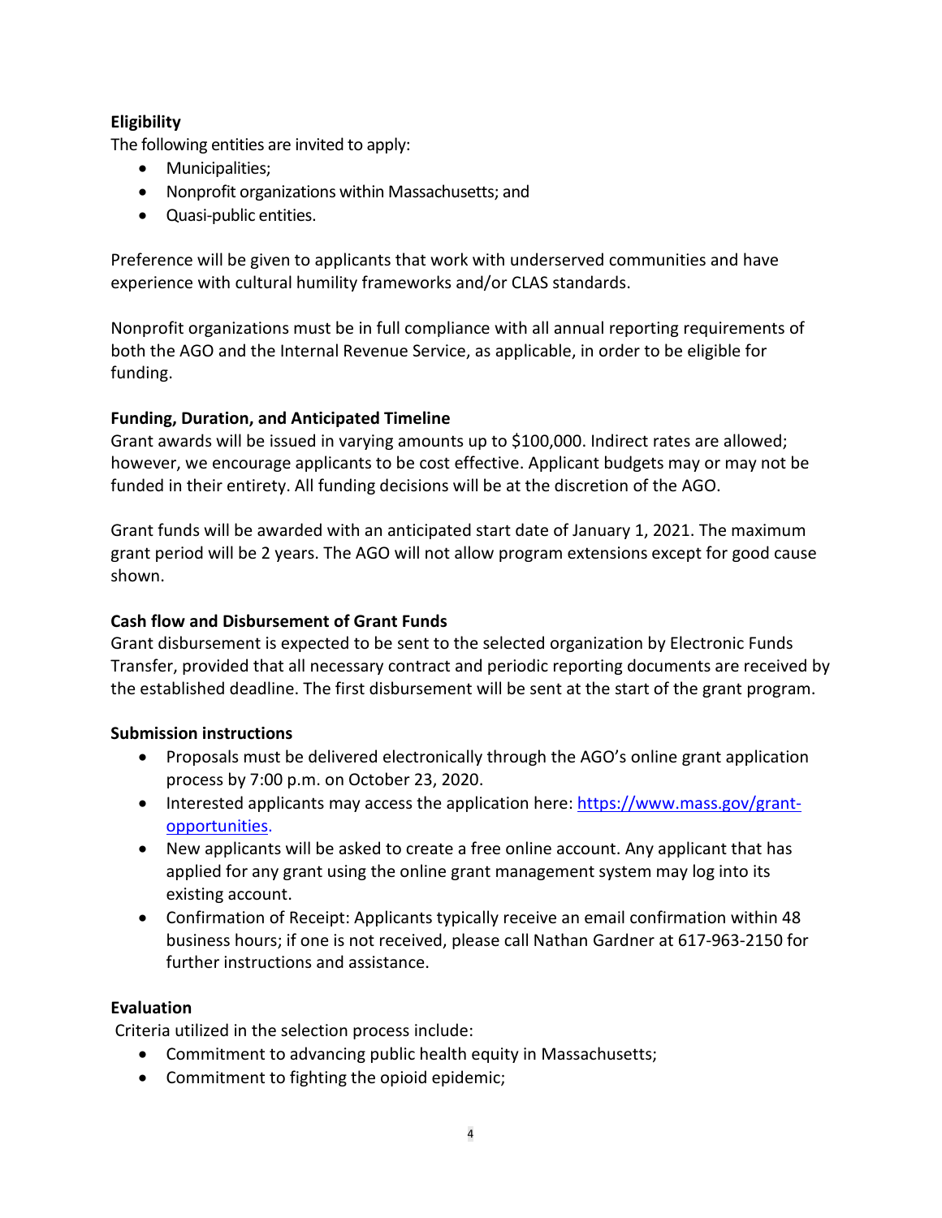**Eligibility**

The following entities are invited to apply:

- Municipalities;
- Nonprofit organizations within Massachusetts; and
- Quasi-public entities.

Preference will be given to applicants that work with underserved communities and have experience with cultural humility frameworks and/or CLAS standards.

Nonprofit organizations must be in full compliance with all annual reporting requirements of both the AGO and the Internal Revenue Service, as applicable, in order to be eligible for funding.

**Funding, Duration, and Anticipated Timeline**

Grant awards will be issued in varying amounts up to $100,000. Indirect rates are allowed; however, we encourage applicants to be cost effective. Applicant budgets may or may not be funded in their entirety. All funding decisions will be at the discretion of the AGO.

Grant funds will be awarded with an anticipated start date of January 1, 2021. The maximum grant period will be 2 years. The AGO will not allow program extensions except for good cause shown.

**Cash flow and Disbursement of Grant Funds**

Grant disbursement is expected to be sent to the selected organization by Electronic Funds Transfer, provided that all necessary contract and periodic reporting documents are received by the established deadline. The first disbursement will be sent at the start of the grant program.

**Submission instructions**

- Proposals must be delivered electronically through the AGO's online grant application process by 7:00 p.m. on October 23, 2020.
- Interested applicants may access the application here: [https://www.mass.gov/grant-opportunities](https://www.mass.gov/grant-opportunities).
- New applicants will be asked to create a free online account. Any applicant that has applied for any grant using the online grant management system may log into its existing account.
- Confirmation of Receipt: Applicants typically receive an email confirmation within 48 business hours; if one is not received, please call Nathan Gardner at 617-963-2150 for further instructions and assistance.

**Evaluation**

Criteria utilized in the selection process include:

- Commitment to advancing public health equity in Massachusetts;
- Commitment to fighting the opioid epidemic;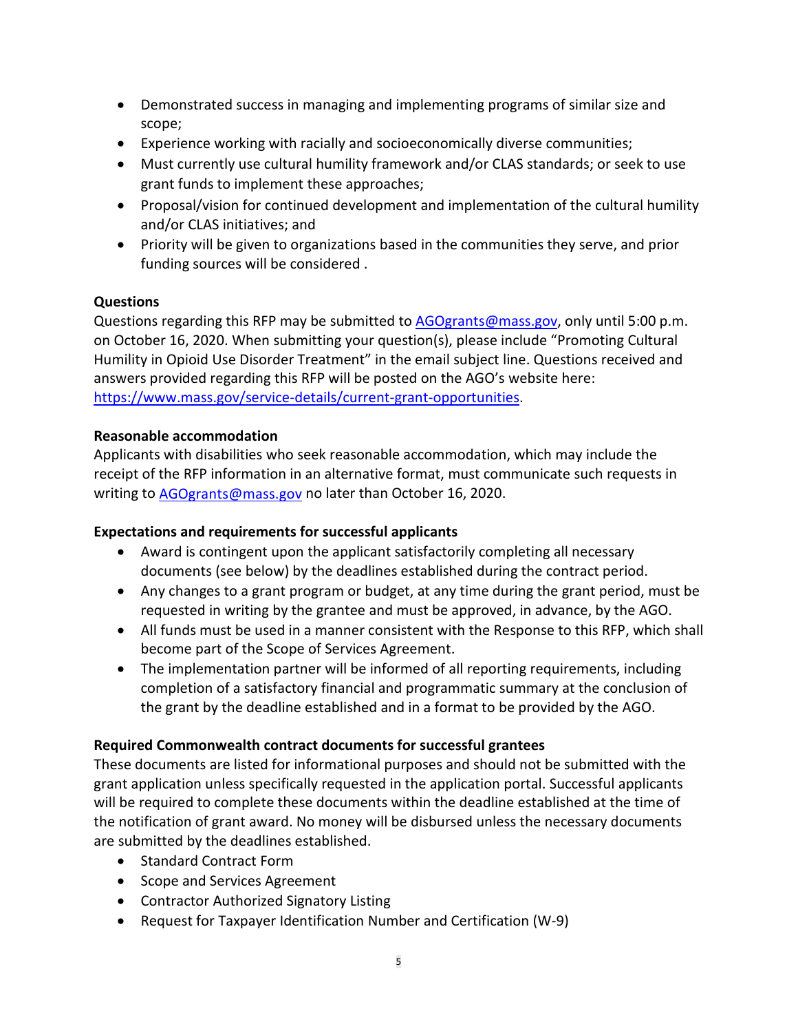- Demonstrated success in managing and implementing programs of similar size and scope;
- Experience working with racially and socioeconomically diverse communities;
- Must currently use cultural humility framework and/or CLAS standards; or seek to use grant funds to implement these approaches;
- Proposal/vision for continued development and implementation of the cultural humility and/or CLAS initiatives; and
- Priority will be given to organizations based in the communities they serve, and prior funding sources will be considered .

**Questions**

Questions regarding this RFP may be submitted to [AGOgrants@mass.gov](mailto:AGOgrants@mass.gov), only until 5:00 p.m. on October 16, 2020. When submitting your question(s), please include "Promoting Cultural Humility in Opioid Use Disorder Treatment" in the email subject line. Questions received and answers provided regarding this RFP will be posted on the AGO's website here: [https://www.mass.gov/service-details/current-grant-opportunities](https://www.mass.gov/service-details/current-grant-opportunities).

**Reasonable accommodation**

Applicants with disabilities who seek reasonable accommodation, which may include the receipt of the RFP information in an alternative format, must communicate such requests in writing to [AGOgrants@mass.gov](mailto:AGOgrants@mass.gov) no later than October 16, 2020.

**Expectations and requirements for successful applicants**

- Award is contingent upon the applicant satisfactorily completing all necessary documents (see below) by the deadlines established during the contract period.
- Any changes to a grant program or budget, at any time during the grant period, must be requested in writing by the grantee and must be approved, in advance, by the AGO.
- All funds must be used in a manner consistent with the Response to this RFP, which shall become part of the Scope of Services Agreement.
- The implementation partner will be informed of all reporting requirements, including completion of a satisfactory financial and programmatic summary at the conclusion of the grant by the deadline established and in a format to be provided by the AGO.

**Required Commonwealth contract documents for successful grantees**

These documents are listed for informational purposes and should not be submitted with the grant application unless specifically requested in the application portal. Successful applicants will be required to complete these documents within the deadline established at the time of the notification of grant award. No money will be disbursed unless the necessary documents are submitted by the deadlines established.

- Standard Contract Form
- Scope and Services Agreement
- Contractor Authorized Signatory Listing
- Request for Taxpayer Identification Number and Certification (W-9)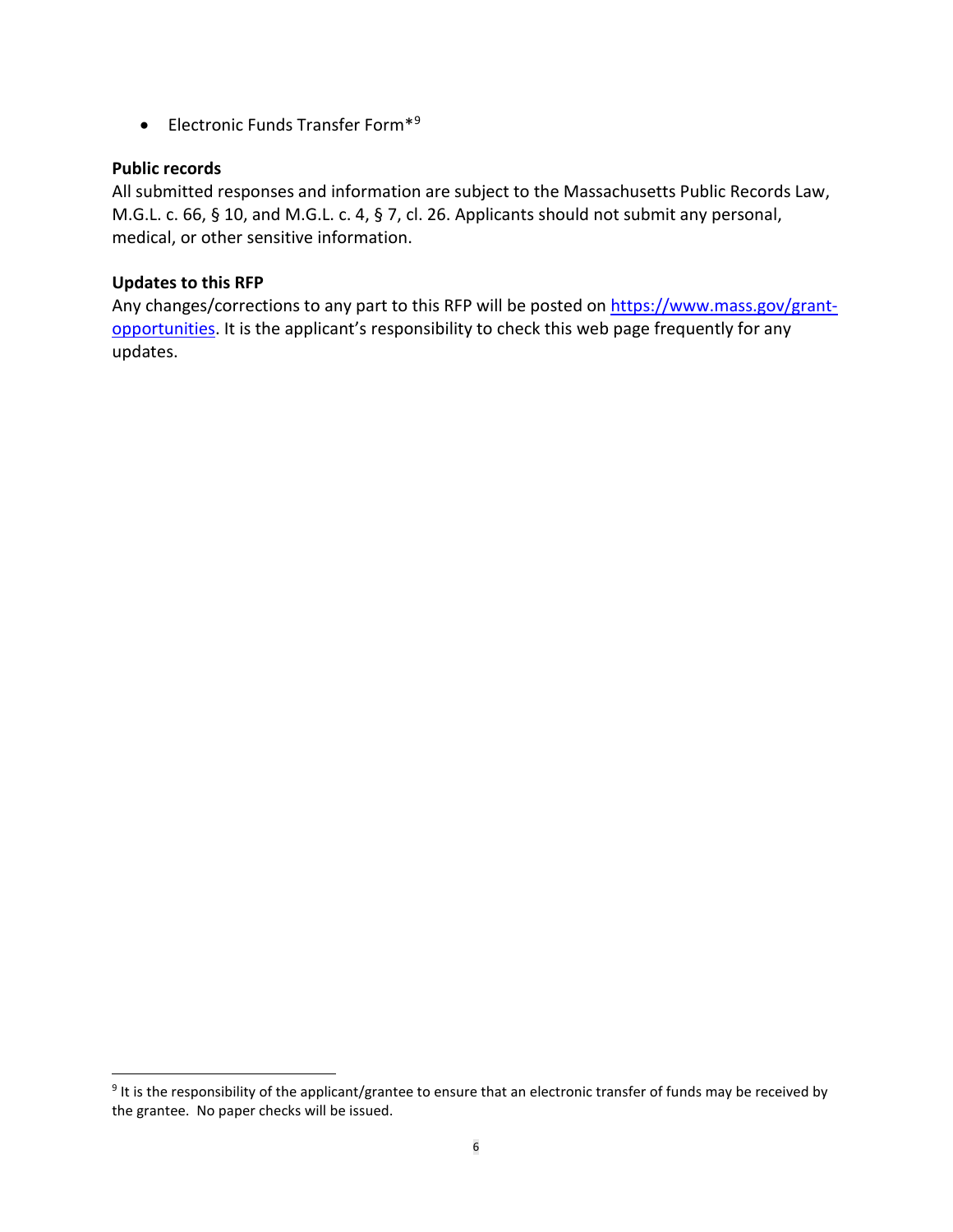- Electronic Funds Transfer Form*[9]

**Public records**

All submitted responses and information are subject to the Massachusetts Public Records Law, M.G.L. c. 66, § 10, and M.G.L. c. 4, § 7, cl. 26. Applicants should not submit any personal, medical, or other sensitive information.

**Updates to this RFP**

Any changes/corrections to any part to this RFP will be posted on https://www.mass.gov/grant-opportunities. It is the applicant's responsibility to check this web page frequently for any updates.

[9] It is the responsibility of the applicant/grantee to ensure that an electronic transfer of funds may be received by the grantee. No paper checks will be issued.